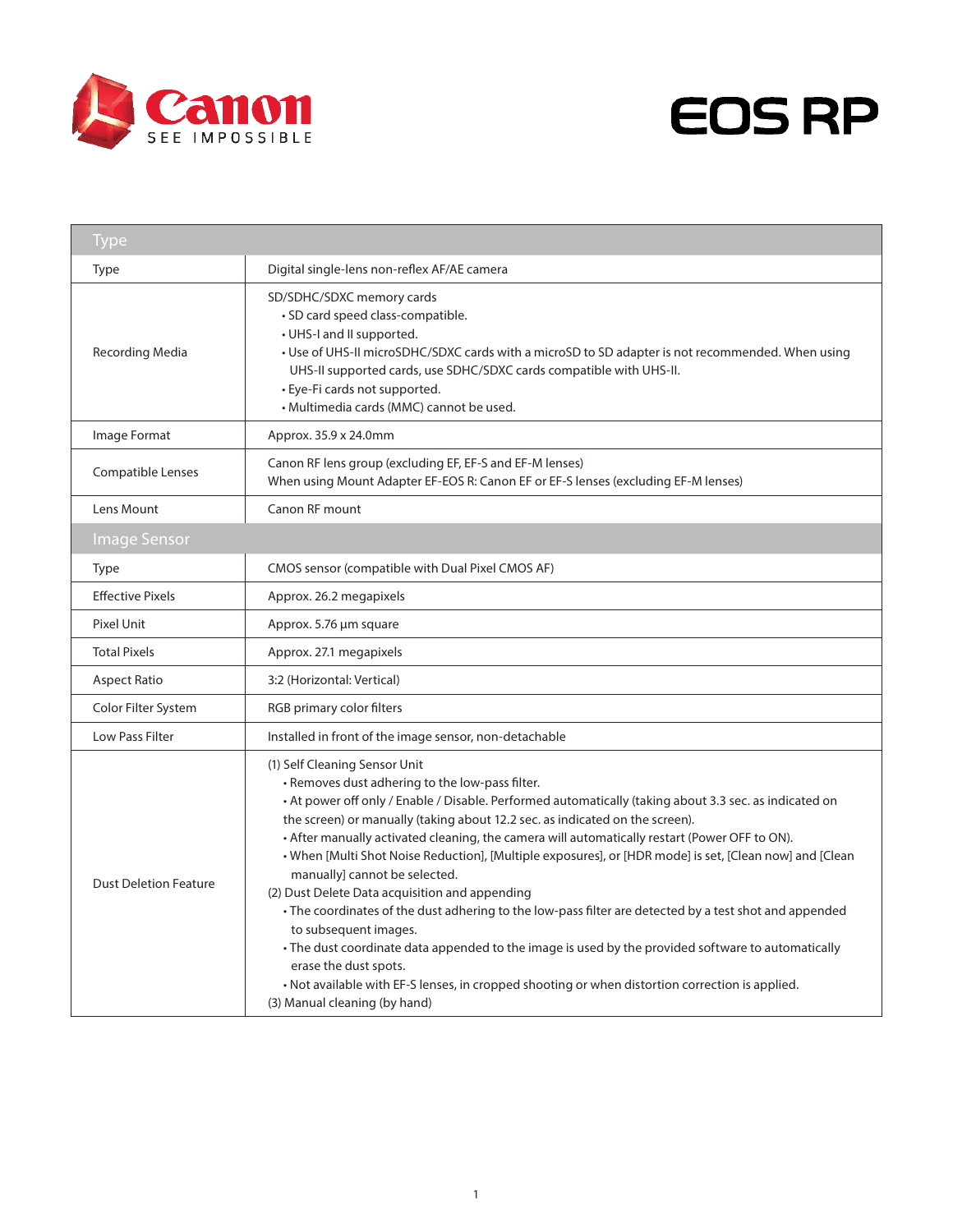Canon SEE IMPOSSIBLE

# EOS RP

| Type | |
|---|---|
| Type | Digital single-lens non-reflex AF/AE camera |
| Recording Media | SD/SDHC/SDXC memory cards<br>• SD card speed class-compatible.<br>• UHS-I and II supported.<br>• Use of UHS-II microSDHC/SDXC cards with a microSD to SD adapter is not recommended. When using UHS-II supported cards, use SDHC/SDXC cards compatible with UHS-II.<br>• Eye-Fi cards not supported.<br>• Multimedia cards (MMC) cannot be used. |
| Image Format | Approx. 35.9 x 24.0mm |
| Compatible Lenses | Canon RF lens group (excluding EF, EF-S and EF-M lenses)<br>When using Mount Adapter EF-EOS R: Canon EF or EF-S lenses (excluding EF-M lenses) |
| Lens Mount | Canon RF mount |
| **Image Sensor** | |
| Type | CMOS sensor (compatible with Dual Pixel CMOS AF) |
| Effective Pixels | Approx. 26.2 megapixels |
| Pixel Unit | Approx. 5.76 µm square |
| Total Pixels | Approx. 27.1 megapixels |
| Aspect Ratio | 3:2 (Horizontal: Vertical) |
| Color Filter System | RGB primary color filters |
| Low Pass Filter | Installed in front of the image sensor, non-detachable |
| Dust Deletion Feature | (1) Self Cleaning Sensor Unit<br>• Removes dust adhering to the low-pass filter.<br>• At power off only / Enable / Disable. Performed automatically (taking about 3.3 sec. as indicated on the screen) or manually (taking about 12.2 sec. as indicated on the screen).<br>• After manually activated cleaning, the camera will automatically restart (Power OFF to ON).<br>• When [Multi Shot Noise Reduction], [Multiple exposures], or [HDR mode] is set, [Clean now] and [Clean manually] cannot be selected.<br>(2) Dust Delete Data acquisition and appending<br>• The coordinates of the dust adhering to the low-pass filter are detected by a test shot and appended to subsequent images.<br>• The dust coordinate data appended to the image is used by the provided software to automatically erase the dust spots.<br>• Not available with EF-S lenses, in cropped shooting or when distortion correction is applied.<br>(3) Manual cleaning (by hand) |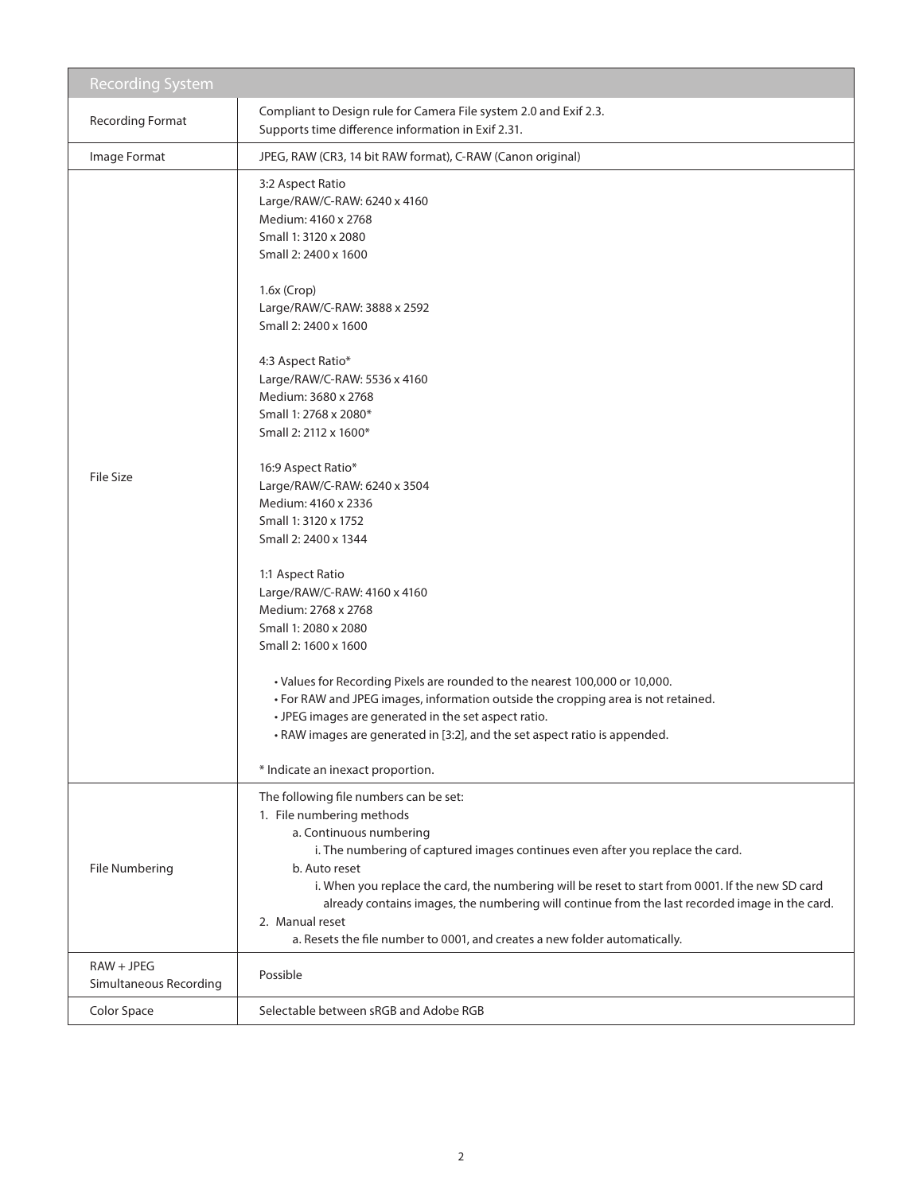| Recording System | |
|---|---|
| Recording Format | Compliant to Design rule for Camera File system 2.0 and Exif 2.3.<br>Supports time difference information in Exif 2.31. |
| Image Format | JPEG, RAW (CR3, 14 bit RAW format), C-RAW (Canon original) |
| File Size | 3:2 Aspect Ratio<br>Large/RAW/C-RAW: 6240 x 4160<br>Medium: 4160 x 2768<br>Small 1: 3120 x 2080<br>Small 2: 2400 x 1600<br><br>1.6x (Crop)<br>Large/RAW/C-RAW: 3888 x 2592<br>Small 2: 2400 x 1600<br><br>4:3 Aspect Ratio*<br>Large/RAW/C-RAW: 5536 x 4160<br>Medium: 3680 x 2768<br>Small 1: 2768 x 2080*<br>Small 2: 2112 x 1600*<br><br>16:9 Aspect Ratio*<br>Large/RAW/C-RAW: 6240 x 3504<br>Medium: 4160 x 2336<br>Small 1: 3120 x 1752<br>Small 2: 2400 x 1344<br><br>1:1 Aspect Ratio<br>Large/RAW/C-RAW: 4160 x 4160<br>Medium: 2768 x 2768<br>Small 1: 2080 x 2080<br>Small 2: 1600 x 1600<br><br>• Values for Recording Pixels are rounded to the nearest 100,000 or 10,000.<br>• For RAW and JPEG images, information outside the cropping area is not retained.<br>• JPEG images are generated in the set aspect ratio.<br>• RAW images are generated in [3:2], and the set aspect ratio is appended.<br><br>* Indicate an inexact proportion. |
| File Numbering | The following file numbers can be set:<br>1. File numbering methods<br>a. Continuous numbering<br>i. The numbering of captured images continues even after you replace the card.<br>b. Auto reset<br>i. When you replace the card, the numbering will be reset to start from 0001. If the new SD card already contains images, the numbering will continue from the last recorded image in the card.<br>2. Manual reset<br>a. Resets the file number to 0001, and creates a new folder automatically. |
| RAW + JPEG Simultaneous Recording | Possible |
| Color Space | Selectable between sRGB and Adobe RGB |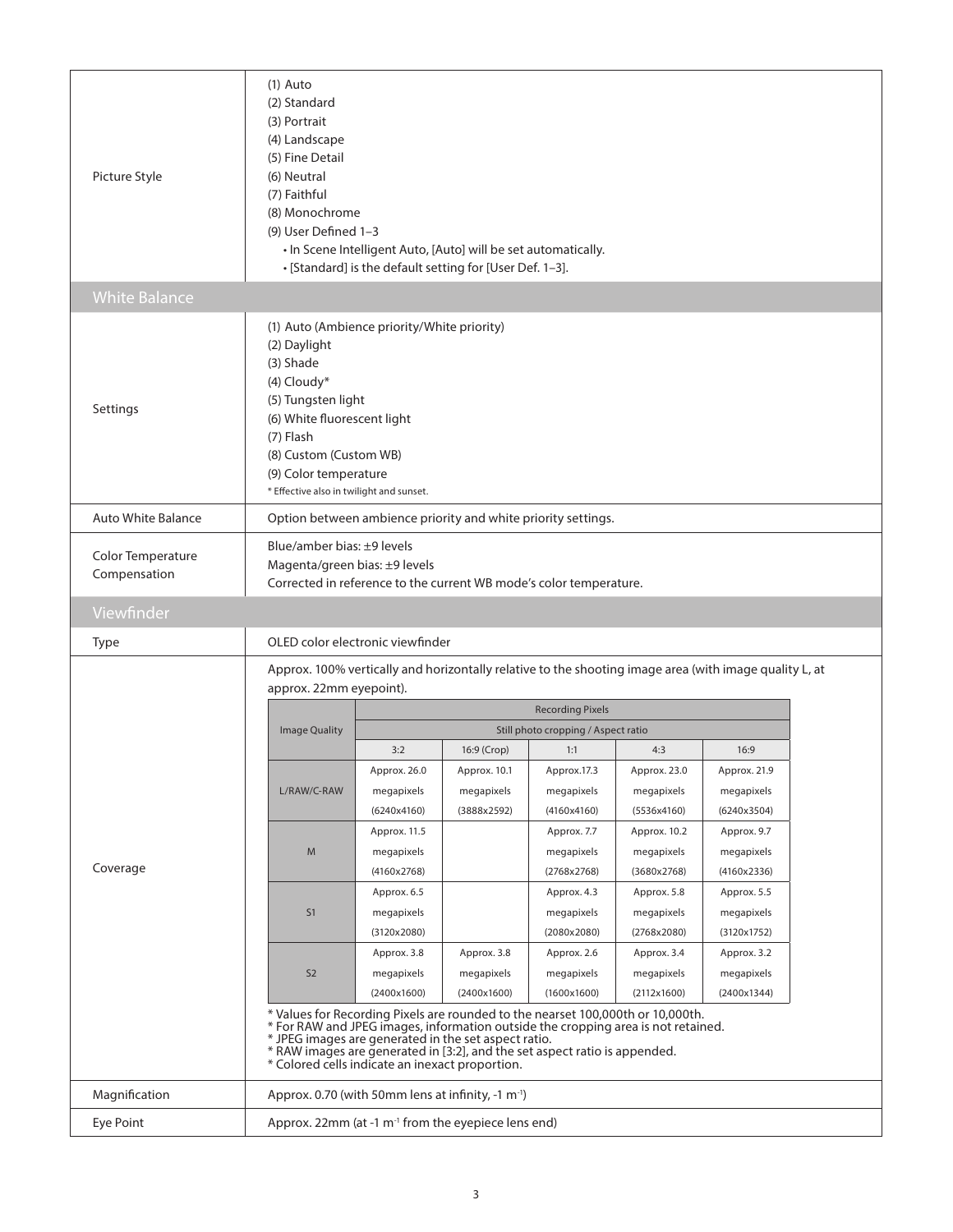| | |
|---|---|
| Picture Style | (1) Auto<br>(2) Standard<br>(3) Portrait<br>(4) Landscape<br>(5) Fine Detail<br>(6) Neutral<br>(7) Faithful<br>(8) Monochrome<br>(9) User Defined 1–3<br>• In Scene Intelligent Auto, [Auto] will be set automatically.<br>• [Standard] is the default setting for [User Def. 1–3]. |

## White Balance

| | |
|---|---|
| Settings | (1) Auto (Ambience priority/White priority)<br>(2) Daylight<br>(3) Shade<br>(4) Cloudy*<br>(5) Tungsten light<br>(6) White fluorescent light<br>(7) Flash<br>(8) Custom (Custom WB)<br>(9) Color temperature<br>* Effective also in twilight and sunset. |
| Auto White Balance | Option between ambience priority and white priority settings. |
| Color Temperature Compensation | Blue/amber bias: ±9 levels<br>Magenta/green bias: ±9 levels<br>Corrected in reference to the current WB mode's color temperature. |

## Viewfinder

| | |
|---|---|
| Type | OLED color electronic viewfinder |
| Coverage | Approx. 100% vertically and horizontally relative to the shooting image area (with image quality L, at approx. 22mm eyepoint). |

| Image Quality | Recording Pixels | | | | |
|---|---|---|---|---|---|
| | Still photo cropping / Aspect ratio | | | | |
| | 3:2 | 16:9 (Crop) | 1:1 | 4:3 | 16:9 |
| L/RAW/C-RAW | Approx. 26.0 megapixels (6240x4160) | Approx. 10.1 megapixels (3888x2592) | Approx.17.3 megapixels (4160x4160) | Approx. 23.0 megapixels (5536x4160) | Approx. 21.9 megapixels (6240x3504) |
| M | Approx. 11.5 megapixels (4160x2768) | | Approx. 7.7 megapixels (2768x2768) | Approx. 10.2 megapixels (3680x2768) | Approx. 9.7 megapixels (4160x2336) |
| S1 | Approx. 6.5 megapixels (3120x2080) | | Approx. 4.3 megapixels (2080x2080) | Approx. 5.8 megapixels (2768x2080) | Approx. 5.5 megapixels (3120x1752) |
| S2 | Approx. 3.8 megapixels (2400x1600) | Approx. 3.8 megapixels (2400x1600) | Approx. 2.6 megapixels (1600x1600) | Approx. 3.4 megapixels (2112x1600) | Approx. 3.2 megapixels (2400x1344) |

* Values for Recording Pixels are rounded to the nearset 100,000th or 10,000th.
* For RAW and JPEG images, information outside the cropping area is not retained.
* JPEG images are generated in the set aspect ratio.
* RAW images are generated in [3:2], and the set aspect ratio is appended.
* Colored cells indicate an inexact proportion.

| | |
|---|---|
| Magnification | Approx. 0.70 (with 50mm lens at infinity, -1 $m^{-1}$) |
| Eye Point | Approx. 22mm (at -1 $m^{-1}$ from the eyepiece lens end) |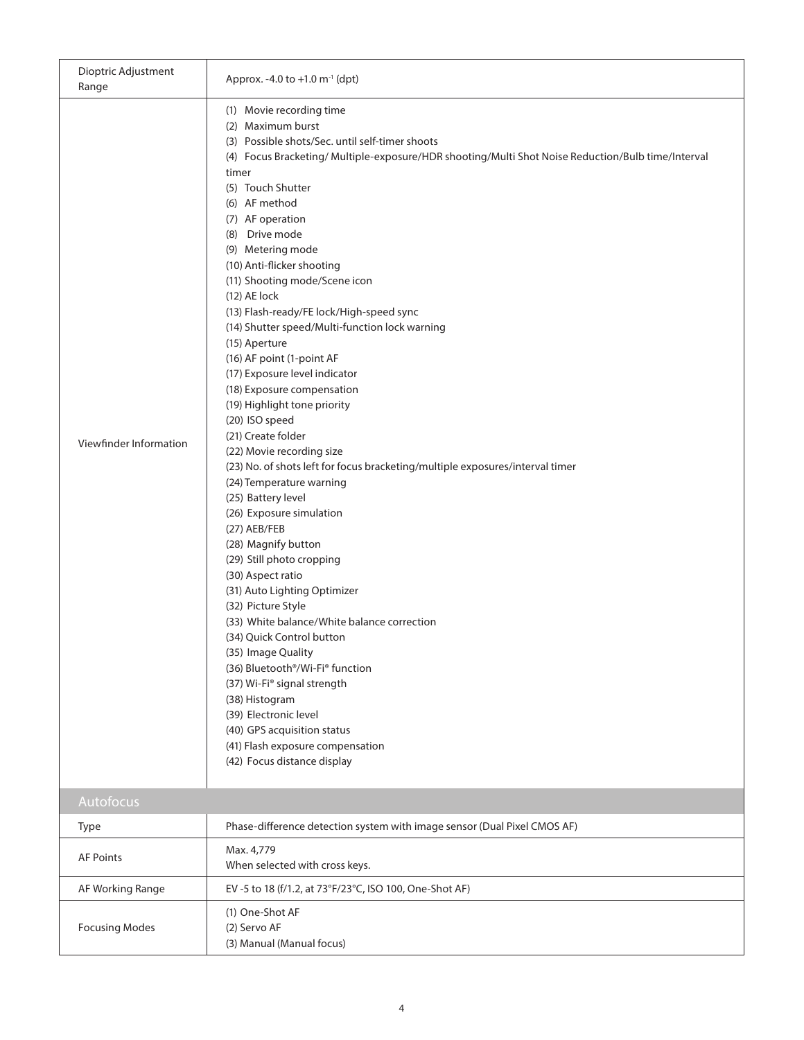| | |
|---|---|
| Dioptric Adjustment Range | Approx. -4.0 to +1.0 $m^{-1}$ (dpt) |
| Viewfinder Information | (1) Movie recording time<br>(2) Maximum burst<br>(3) Possible shots/Sec. until self-timer shoots<br>(4) Focus Bracketing/ Multiple-exposure/HDR shooting/Multi Shot Noise Reduction/Bulb time/Interval timer<br>(5) Touch Shutter<br>(6) AF method<br>(7) AF operation<br>(8) Drive mode<br>(9) Metering mode<br>(10) Anti-flicker shooting<br>(11) Shooting mode/Scene icon<br>(12) AE lock<br>(13) Flash-ready/FE lock/High-speed sync<br>(14) Shutter speed/Multi-function lock warning<br>(15) Aperture<br>(16) AF point (1-point AF<br>(17) Exposure level indicator<br>(18) Exposure compensation<br>(19) Highlight tone priority<br>(20) ISO speed<br>(21) Create folder<br>(22) Movie recording size<br>(23) No. of shots left for focus bracketing/multiple exposures/interval timer<br>(24) Temperature warning<br>(25) Battery level<br>(26) Exposure simulation<br>(27) AEB/FEB<br>(28) Magnify button<br>(29) Still photo cropping<br>(30) Aspect ratio<br>(31) Auto Lighting Optimizer<br>(32) Picture Style<br>(33) White balance/White balance correction<br>(34) Quick Control button<br>(35) Image Quality<br>(36) Bluetooth®/Wi-Fi® function<br>(37) Wi-Fi® signal strength<br>(38) Histogram<br>(39) Electronic level<br>(40) GPS acquisition status<br>(41) Flash exposure compensation<br>(42) Focus distance display |
| **Autofocus** | |
| Type | Phase-difference detection system with image sensor (Dual Pixel CMOS AF) |
| AF Points | Max. 4,779<br>When selected with cross keys. |
| AF Working Range | EV -5 to 18 (f/1.2, at 73°F/23°C, ISO 100, One-Shot AF) |
| Focusing Modes | (1) One-Shot AF<br>(2) Servo AF<br>(3) Manual (Manual focus) |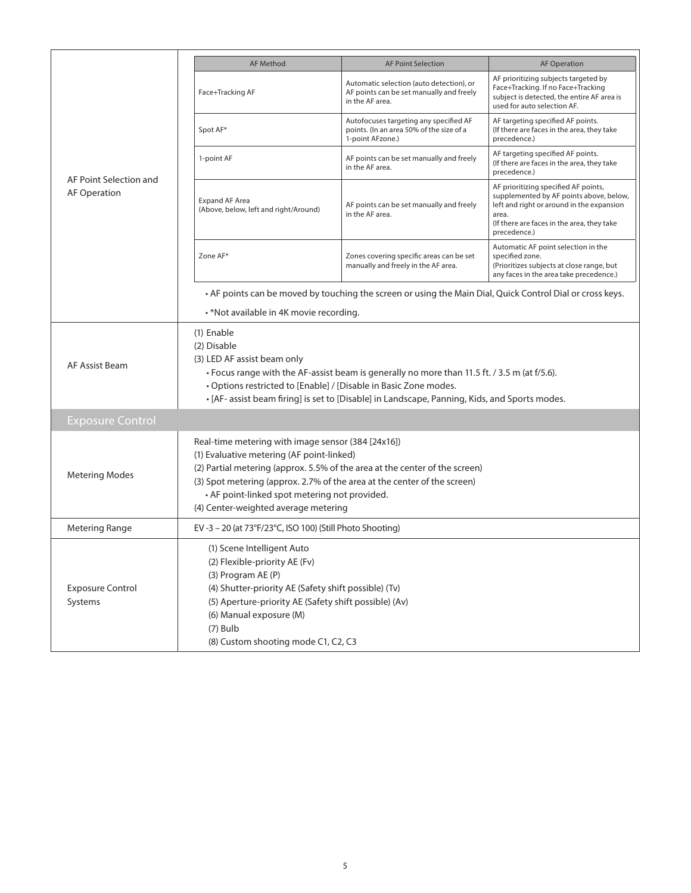| | | | |
|---|---|---|---|
| AF Point Selection and AF Operation | **AF Method** | **AF Point Selection** | **AF Operation** |
| | Face+Tracking AF | Automatic selection (auto detection), or AF points can be set manually and freely in the AF area. | AF prioritizing subjects targeted by Face+Tracking. If no Face+Tracking subject is detected, the entire AF area is used for auto selection AF. |
| | Spot AF* | Autofocuses targeting any specified AF points. (In an area 50% of the size of a 1-point AFzone.) | AF targeting specified AF points. (If there are faces in the area, they take precedence.) |
| | 1-point AF | AF points can be set manually and freely in the AF area. | AF targeting specified AF points. (If there are faces in the area, they take precedence.) |
| | Expand AF Area (Above, below, left and right/Around) | AF points can be set manually and freely in the AF area. | AF prioritizing specified AF points, supplemented by AF points above, below, left and right or around in the expansion area. (If there are faces in the area, they take precedence.) |
| | Zone AF* | Zones covering specific areas can be set manually and freely in the AF area. | Automatic AF point selection in the specified zone. (Prioritizes subjects at close range, but any faces in the area take precedence.) |
| | • AF points can be moved by touching the screen or using the Main Dial, Quick Control Dial or cross keys.<br>• *Not available in 4K movie recording. | | |
| AF Assist Beam | (1) Enable<br>(2) Disable<br>(3) LED AF assist beam only<br>• Focus range with the AF-assist beam is generally no more than 11.5 ft. / 3.5 m (at f/5.6).<br>• Options restricted to [Enable] / [Disable in Basic Zone modes.<br>• [AF- assist beam firing] is set to [Disable] in Landscape, Panning, Kids, and Sports modes. | | |

## Exposure Control

| | |
|---|---|
| Metering Modes | Real-time metering with image sensor (384 [24x16])<br>(1) Evaluative metering (AF point-linked)<br>(2) Partial metering (approx. 5.5% of the area at the center of the screen)<br>(3) Spot metering (approx. 2.7% of the area at the center of the screen)<br>• AF point-linked spot metering not provided.<br>(4) Center-weighted average metering |
| Metering Range | EV -3 – 20 (at 73°F/23°C, ISO 100) (Still Photo Shooting) |
| Exposure Control Systems | (1) Scene Intelligent Auto<br>(2) Flexible-priority AE (Fv)<br>(3) Program AE (P)<br>(4) Shutter-priority AE (Safety shift possible) (Tv)<br>(5) Aperture-priority AE (Safety shift possible) (Av)<br>(6) Manual exposure (M)<br>(7) Bulb<br>(8) Custom shooting mode C1, C2, C3 |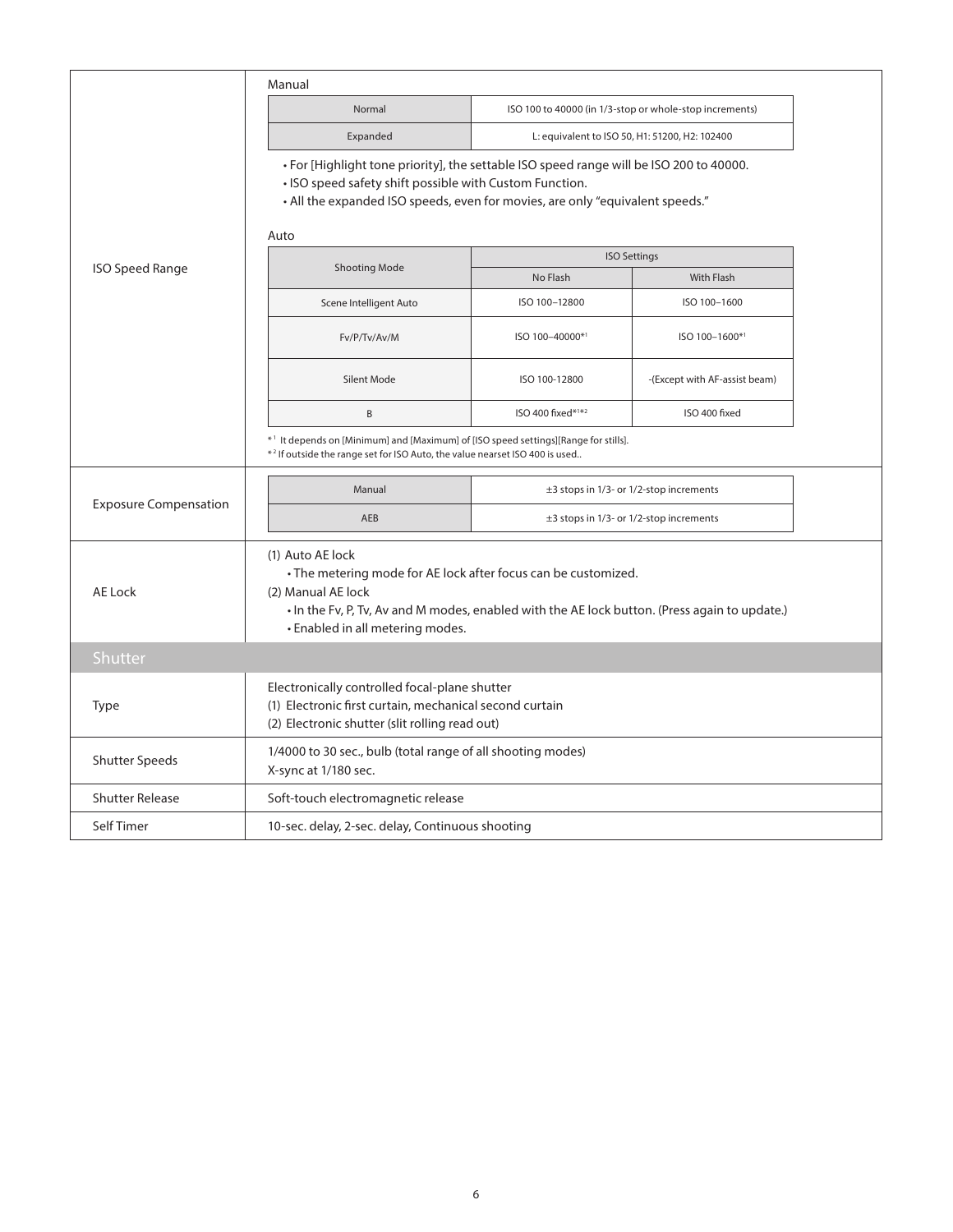| | |
|---|---|
| ISO Speed Range | Manual |

**ISO Speed Range**

Manual

| | |
|---|---|
| Normal | ISO 100 to 40000 (in 1/3-stop or whole-stop increments) |
| Expanded | L: equivalent to ISO 50, H1: 51200, H2: 102400 |

- For [Highlight tone priority], the settable ISO speed range will be ISO 200 to 40000.
- ISO speed safety shift possible with Custom Function.
- All the expanded ISO speeds, even for movies, are only "equivalent speeds."

Auto

| Shooting Mode | ISO Settings | |
|---|---|---|
| | No Flash | With Flash |
| Scene Intelligent Auto | ISO 100–12800 | ISO 100–1600 |
| Fv/P/Tv/Av/M | ISO 100–40000*1 | ISO 100–1600*1 |
| Silent Mode | ISO 100-12800 | -(Except with AF-assist beam) |
| B | ISO 400 fixed*1*2 | ISO 400 fixed |

*1 It depends on [Minimum] and [Maximum] of [ISO speed settings][Range for stills].
*2 If outside the range set for ISO Auto, the value nearset ISO 400 is used..

**Exposure Compensation**

| | |
|---|---|
| Manual | ±3 stops in 1/3- or 1/2-stop increments |
| AEB | ±3 stops in 1/3- or 1/2-stop increments |

**AE Lock**

(1) Auto AE lock
- The metering mode for AE lock after focus can be customized.

(2) Manual AE lock
- In the Fv, P, Tv, Av and M modes, enabled with the AE lock button. (Press again to update.)
- Enabled in all metering modes.

## Shutter

| | |
|---|---|
| Type | Electronically controlled focal-plane shutter<br>(1) Electronic first curtain, mechanical second curtain<br>(2) Electronic shutter (slit rolling read out) |
| Shutter Speeds | 1/4000 to 30 sec., bulb (total range of all shooting modes)<br>X-sync at 1/180 sec. |
| Shutter Release | Soft-touch electromagnetic release |
| Self Timer | 10-sec. delay, 2-sec. delay, Continuous shooting |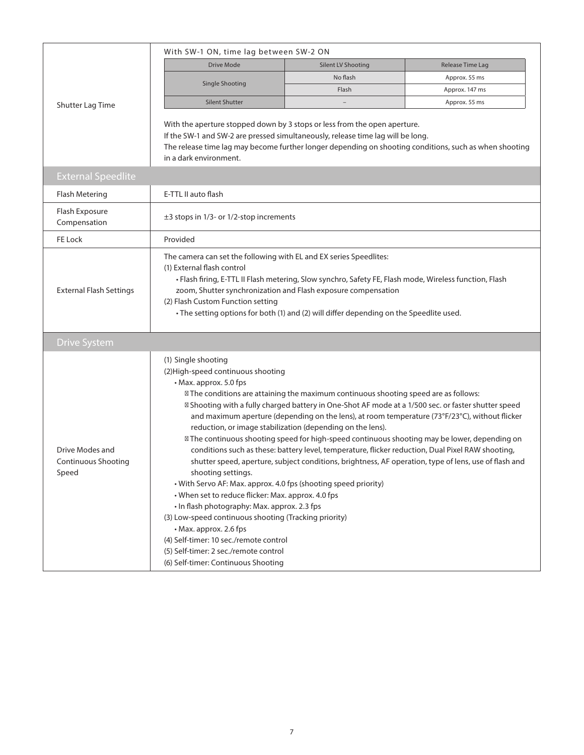| | |
|---|---|
| Shutter Lag Time | With SW-1 ON, time lag between SW-2 ON |

| Drive Mode | Silent LV Shooting | Release Time Lag |
|---|---|---|
| Single Shooting | No flash | Approx. 55 ms |
| | Flash | Approx. 147 ms |
| Silent Shutter | – | Approx. 55 ms |

With the aperture stopped down by 3 stops or less from the open aperture.
If the SW-1 and SW-2 are pressed simultaneously, release time lag will be long.
The release time lag may become further longer depending on shooting conditions, such as when shooting in a dark environment.

## External Speedlite

| | |
|---|---|
| Flash Metering | E-TTL II auto flash |
| Flash Exposure Compensation | ±3 stops in 1/3- or 1/2-stop increments |
| FE Lock | Provided |
| External Flash Settings | The camera can set the following with EL and EX series Speedlites:<br>(1) External flash control<br>• Flash firing, E-TTL II Flash metering, Slow synchro, Safety FE, Flash mode, Wireless function, Flash zoom, Shutter synchronization and Flash exposure compensation<br>(2) Flash Custom Function setting<br>• The setting options for both (1) and (2) will differ depending on the Speedlite used. |

## Drive System

| | |
|---|---|
| Drive Modes and Continuous Shooting Speed | (1) Single shooting<br>(2)High-speed continuous shooting<br>• Max. approx. 5.0 fps<br>The conditions are attaining the maximum continuous shooting speed are as follows:<br>Shooting with a fully charged battery in One-Shot AF mode at a 1/500 sec. or faster shutter speed and maximum aperture (depending on the lens), at room temperature (73°F/23°C), without flicker reduction, or image stabilization (depending on the lens).<br>The continuous shooting speed for high-speed continuous shooting may be lower, depending on conditions such as these: battery level, temperature, flicker reduction, Dual Pixel RAW shooting, shutter speed, aperture, subject conditions, brightness, AF operation, type of lens, use of flash and shooting settings.<br>• With Servo AF: Max. approx. 4.0 fps (shooting speed priority)<br>• When set to reduce flicker: Max. approx. 4.0 fps<br>• In flash photography: Max. approx. 2.3 fps<br>(3) Low-speed continuous shooting (Tracking priority)<br>• Max. approx. 2.6 fps<br>(4) Self-timer: 10 sec./remote control<br>(5) Self-timer: 2 sec./remote control<br>(6) Self-timer: Continuous Shooting |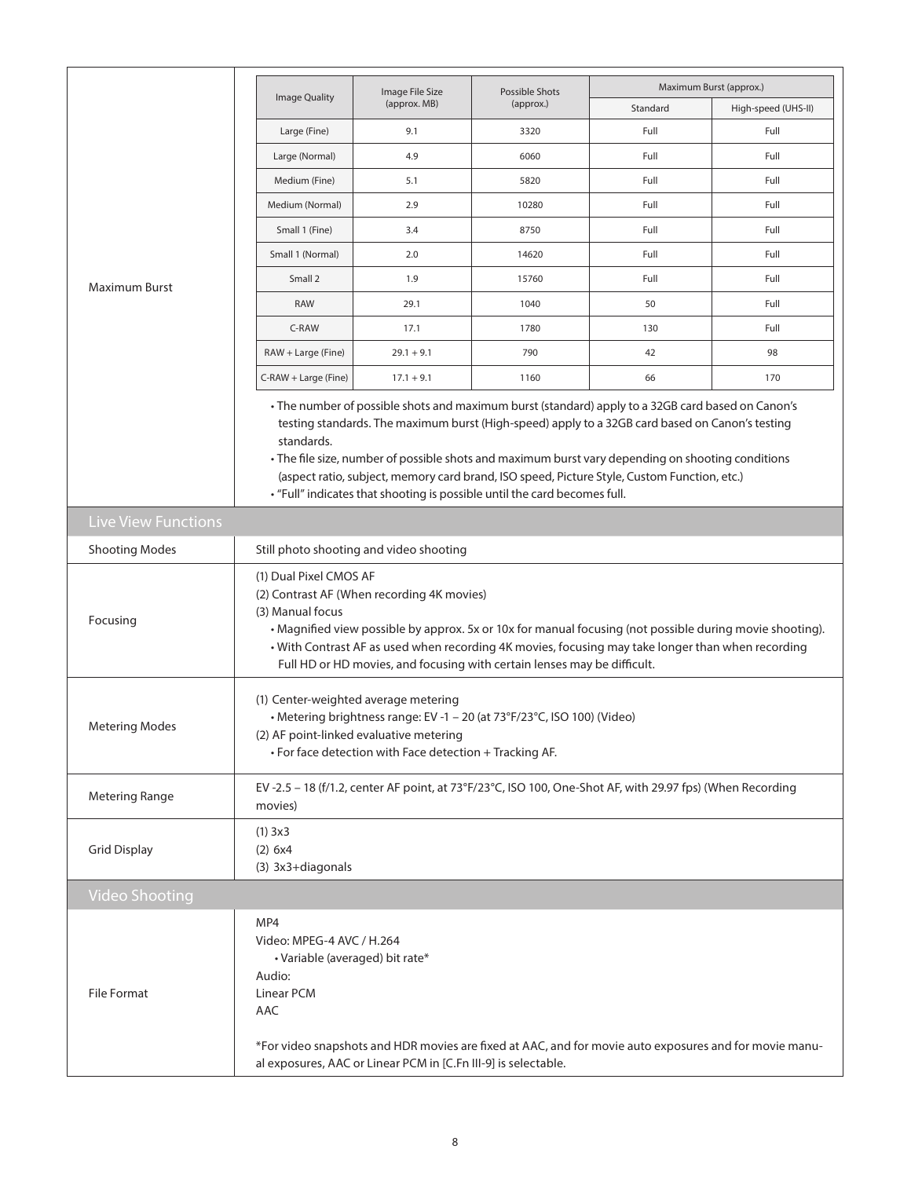| | |
|---|---|
| Maximum Burst | (see table below) |

| Image Quality | Image File Size (approx. MB) | Possible Shots (approx.) | Maximum Burst (approx.) | |
|---|---|---|---|---|
| | | | Standard | High-speed (UHS-II) |
| Large (Fine) | 9.1 | 3320 | Full | Full |
| Large (Normal) | 4.9 | 6060 | Full | Full |
| Medium (Fine) | 5.1 | 5820 | Full | Full |
| Medium (Normal) | 2.9 | 10280 | Full | Full |
| Small 1 (Fine) | 3.4 | 8750 | Full | Full |
| Small 1 (Normal) | 2.0 | 14620 | Full | Full |
| Small 2 | 1.9 | 15760 | Full | Full |
| RAW | 29.1 | 1040 | 50 | Full |
| C-RAW | 17.1 | 1780 | 130 | Full |
| RAW + Large (Fine) | 29.1 + 9.1 | 790 | 42 | 98 |
| C-RAW + Large (Fine) | 17.1 + 9.1 | 1160 | 66 | 170 |

- The number of possible shots and maximum burst (standard) apply to a 32GB card based on Canon's testing standards. The maximum burst (High-speed) apply to a 32GB card based on Canon's testing standards.
- The file size, number of possible shots and maximum burst vary depending on shooting conditions (aspect ratio, subject, memory card brand, ISO speed, Picture Style, Custom Function, etc.)
- "Full" indicates that shooting is possible until the card becomes full.

## Live View Functions

| | |
|---|---|
| Shooting Modes | Still photo shooting and video shooting |
| Focusing | (1) Dual Pixel CMOS AF<br>(2) Contrast AF (When recording 4K movies)<br>(3) Manual focus<br>• Magnified view possible by approx. 5x or 10x for manual focusing (not possible during movie shooting).<br>• With Contrast AF as used when recording 4K movies, focusing may take longer than when recording Full HD or HD movies, and focusing with certain lenses may be difficult. |
| Metering Modes | (1) Center-weighted average metering<br>• Metering brightness range: EV -1 – 20 (at 73°F/23°C, ISO 100) (Video)<br>(2) AF point-linked evaluative metering<br>• For face detection with Face detection + Tracking AF. |
| Metering Range | EV -2.5 – 18 (f/1.2, center AF point, at 73°F/23°C, ISO 100, One-Shot AF, with 29.97 fps) (When Recording movies) |
| Grid Display | (1) 3x3<br>(2) 6x4<br>(3) 3x3+diagonals |

## Video Shooting

| | |
|---|---|
| File Format | MP4<br>Video: MPEG-4 AVC / H.264<br>• Variable (averaged) bit rate*<br>Audio:<br>Linear PCM<br>AAC<br><br>*For video snapshots and HDR movies are fixed at AAC, and for movie auto exposures and for movie manual exposures, AAC or Linear PCM in [C.Fn III-9] is selectable. |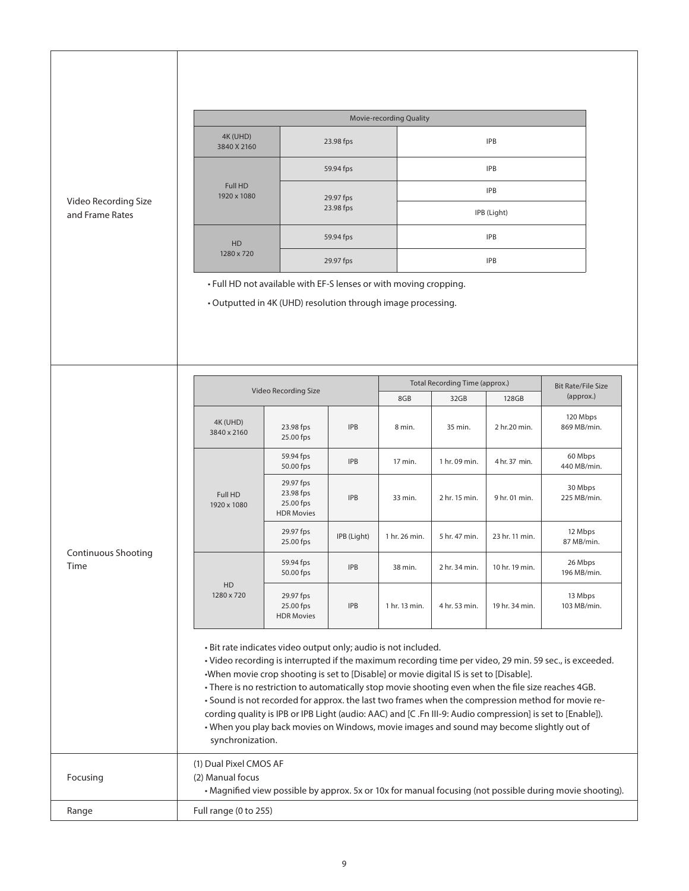| Video Recording Size and Frame Rates | |
|---|---|
| | (see table below) |

**Video Recording Size and Frame Rates**

| Movie-recording Quality | | |
|---|---|---|
| 4K (UHD) 3840 X 2160 | 23.98 fps | IPB |
| Full HD 1920 x 1080 | 59.94 fps | IPB |
| | 29.97 fps 23.98 fps | IPB |
| | | IPB (Light) |
| HD 1280 x 720 | 59.94 fps | IPB |
| | 29.97 fps | IPB |

- Full HD not available with EF-S lenses or with moving cropping.
- Outputted in 4K (UHD) resolution through image processing.

**Continuous Shooting Time**

| Video Recording Size | | | Total Recording Time (approx.) | | | Bit Rate/File Size (approx.) |
|---|---|---|---|---|---|---|
| | | | 8GB | 32GB | 128GB | |
| 4K (UHD) 3840 x 2160 | 23.98 fps 25.00 fps | IPB | 8 min. | 35 min. | 2 hr.20 min. | 120 Mbps 869 MB/min. |
| Full HD 1920 x 1080 | 59.94 fps 50.00 fps | IPB | 17 min. | 1 hr. 09 min. | 4 hr. 37 min. | 60 Mbps 440 MB/min. |
| | 29.97 fps 23.98 fps 25.00 fps HDR Movies | IPB | 33 min. | 2 hr. 15 min. | 9 hr. 01 min. | 30 Mbps 225 MB/min. |
| | 29.97 fps 25.00 fps | IPB (Light) | 1 hr. 26 min. | 5 hr. 47 min. | 23 hr. 11 min. | 12 Mbps 87 MB/min. |
| HD 1280 x 720 | 59.94 fps 50.00 fps | IPB | 38 min. | 2 hr. 34 min. | 10 hr. 19 min. | 26 Mbps 196 MB/min. |
| | 29.97 fps 25.00 fps HDR Movies | IPB | 1 hr. 13 min. | 4 hr. 53 min. | 19 hr. 34 min. | 13 Mbps 103 MB/min. |

- Bit rate indicates video output only; audio is not included.
- Video recording is interrupted if the maximum recording time per video, 29 min. 59 sec., is exceeded.
- When movie crop shooting is set to [Disable] or movie digital IS is set to [Disable].
- There is no restriction to automatically stop movie shooting even when the file size reaches 4GB.
- Sound is not recorded for approx. the last two frames when the compression method for movie recording quality is IPB or IPB Light (audio: AAC) and [C .Fn III-9: Audio compression] is set to [Enable]).
- When you play back movies on Windows, movie images and sound may become slightly out of synchronization.

| | |
|---|---|
| Focusing | (1) Dual Pixel CMOS AF<br>(2) Manual focus<br>• Magnified view possible by approx. 5x or 10x for manual focusing (not possible during movie shooting). |
| Range | Full range (0 to 255) |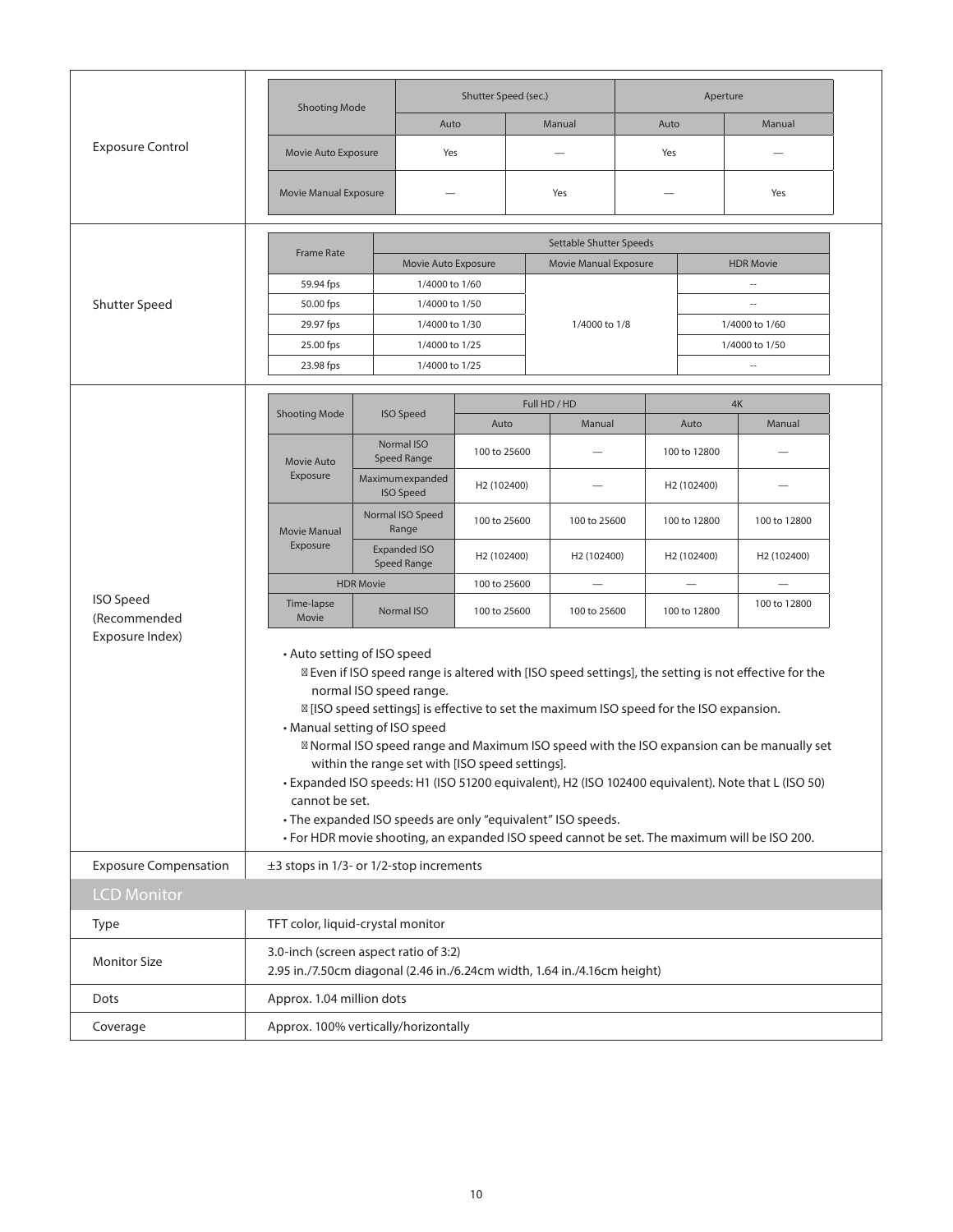| | |
|---|---|
| Exposure Control | (see table below) |

| Shooting Mode | Shutter Speed (sec.) | | Aperture | |
|---|---|---|---|---|
| | Auto | Manual | Auto | Manual |
| Movie Auto Exposure | Yes | — | Yes | — |
| Movie Manual Exposure | — | Yes | — | Yes |

**Shutter Speed**

| Frame Rate | Settable Shutter Speeds | | |
|---|---|---|---|
| | Movie Auto Exposure | Movie Manual Exposure | HDR Movie |
| 59.94 fps | 1/4000 to 1/60 | 1/4000 to 1/8 | -- |
| 50.00 fps | 1/4000 to 1/50 | 1/4000 to 1/8 | -- |
| 29.97 fps | 1/4000 to 1/30 | 1/4000 to 1/8 | 1/4000 to 1/60 |
| 25.00 fps | 1/4000 to 1/25 | 1/4000 to 1/8 | 1/4000 to 1/50 |
| 23.98 fps | 1/4000 to 1/25 | 1/4000 to 1/8 | -- |

**ISO Speed (Recommended Exposure Index)**

| Shooting Mode | ISO Speed | Full HD / HD | | 4K | |
|---|---|---|---|---|---|
| | | Auto | Manual | Auto | Manual |
| Movie Auto Exposure | Normal ISO Speed Range | 100 to 25600 | — | 100 to 12800 | — |
| | Maximumexpanded ISO Speed | H2 (102400) | — | H2 (102400) | — |
| Movie Manual Exposure | Normal ISO Speed Range | 100 to 25600 | 100 to 25600 | 100 to 12800 | 100 to 12800 |
| | Expanded ISO Speed Range | H2 (102400) | H2 (102400) | H2 (102400) | H2 (102400) |
| HDR Movie | | 100 to 25600 | — | — | — |
| Time-lapse Movie | Normal ISO | 100 to 25600 | 100 to 25600 | 100 to 12800 | 100 to 12800 |

- Auto setting of ISO speed
  - Even if ISO speed range is altered with [ISO speed settings], the setting is not effective for the normal ISO speed range.
  - [ISO speed settings] is effective to set the maximum ISO speed for the ISO expansion.
- Manual setting of ISO speed
  - Normal ISO speed range and Maximum ISO speed with the ISO expansion can be manually set within the range set with [ISO speed settings].
- Expanded ISO speeds: H1 (ISO 51200 equivalent), H2 (ISO 102400 equivalent). Note that L (ISO 50) cannot be set.
- The expanded ISO speeds are only "equivalent" ISO speeds.
- For HDR movie shooting, an expanded ISO speed cannot be set. The maximum will be ISO 200.

| | |
|---|---|
| Exposure Compensation | ±3 stops in 1/3- or 1/2-stop increments |

## LCD Monitor

| | |
|---|---|
| Type | TFT color, liquid-crystal monitor |
| Monitor Size | 3.0-inch (screen aspect ratio of 3:2)<br>2.95 in./7.50cm diagonal (2.46 in./6.24cm width, 1.64 in./4.16cm height) |
| Dots | Approx. 1.04 million dots |
| Coverage | Approx. 100% vertically/horizontally |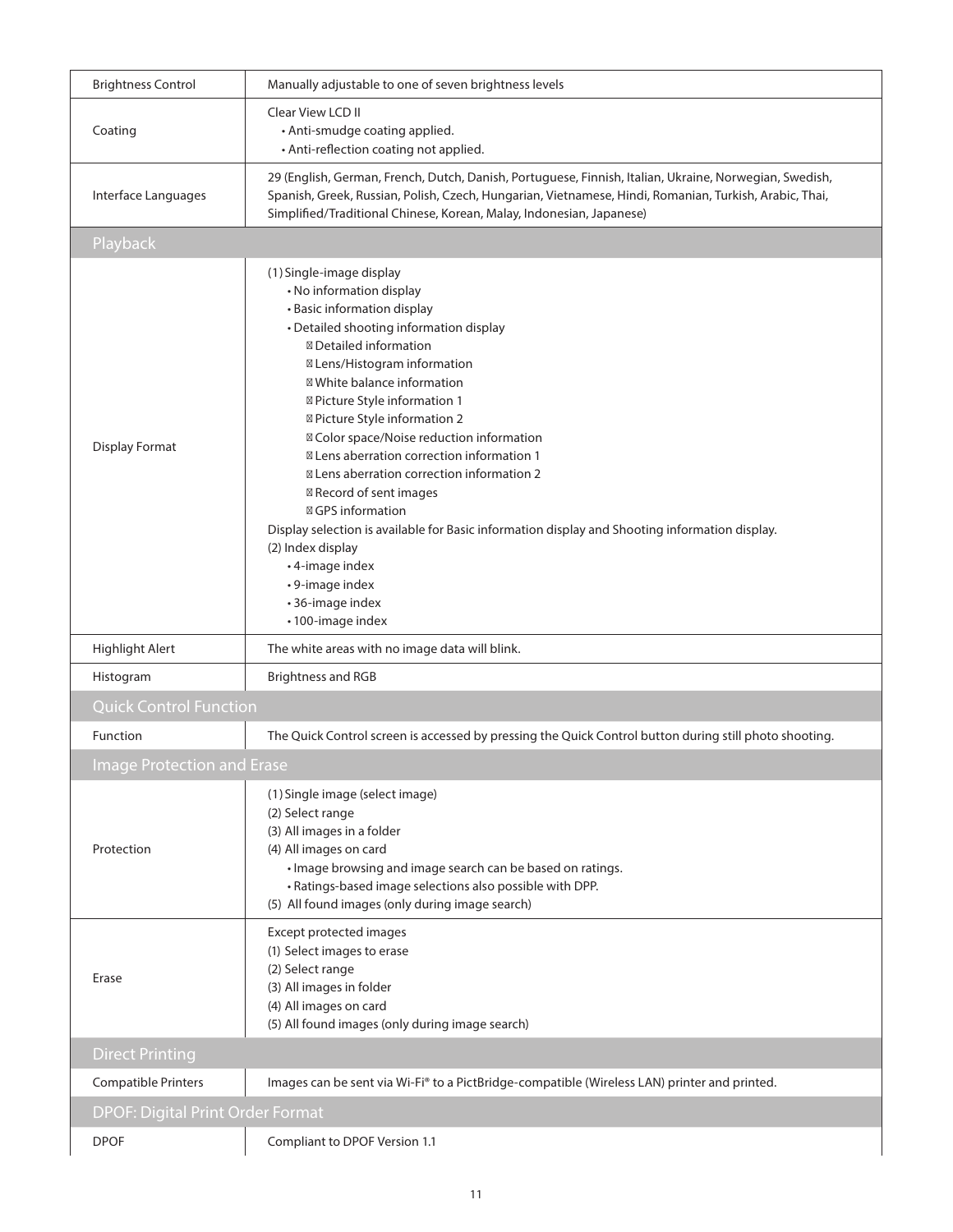| | |
|---|---|
| Brightness Control | Manually adjustable to one of seven brightness levels |
| Coating | Clear View LCD II<br>• Anti-smudge coating applied.<br>• Anti-reflection coating not applied. |
| Interface Languages | 29 (English, German, French, Dutch, Danish, Portuguese, Finnish, Italian, Ukraine, Norwegian, Swedish, Spanish, Greek, Russian, Polish, Czech, Hungarian, Vietnamese, Hindi, Romanian, Turkish, Arabic, Thai, Simplified/Traditional Chinese, Korean, Malay, Indonesian, Japanese) |
| **Playback** | |
| Display Format | (1) Single-image display<br>• No information display<br>• Basic information display<br>• Detailed shooting information display<br>Detailed information<br>Lens/Histogram information<br>White balance information<br>Picture Style information 1<br>Picture Style information 2<br>Color space/Noise reduction information<br>Lens aberration correction information 1<br>Lens aberration correction information 2<br>Record of sent images<br>GPS information<br>Display selection is available for Basic information display and Shooting information display.<br>(2) Index display<br>• 4-image index<br>• 9-image index<br>• 36-image index<br>• 100-image index |
| Highlight Alert | The white areas with no image data will blink. |
| Histogram | Brightness and RGB |
| **Quick Control Function** | |
| Function | The Quick Control screen is accessed by pressing the Quick Control button during still photo shooting. |
| **Image Protection and Erase** | |
| Protection | (1) Single image (select image)<br>(2) Select range<br>(3) All images in a folder<br>(4) All images on card<br>• Image browsing and image search can be based on ratings.<br>• Ratings-based image selections also possible with DPP.<br>(5) All found images (only during image search) |
| Erase | Except protected images<br>(1) Select images to erase<br>(2) Select range<br>(3) All images in folder<br>(4) All images on card<br>(5) All found images (only during image search) |
| **Direct Printing** | |
| Compatible Printers | Images can be sent via Wi-Fi® to a PictBridge-compatible (Wireless LAN) printer and printed. |
| **DPOF: Digital Print Order Format** | |
| DPOF | Compliant to DPOF Version 1.1 |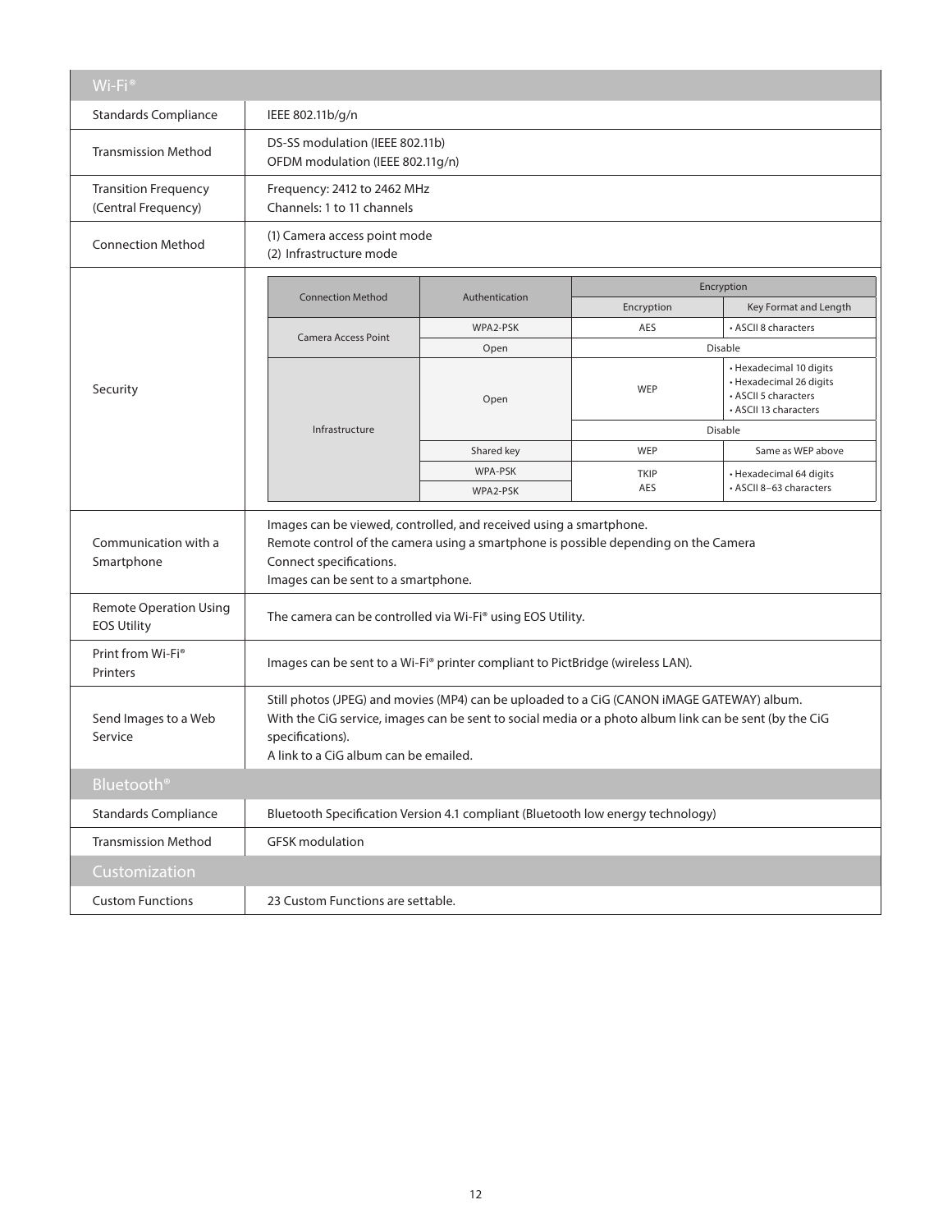## Wi-Fi®

| | |
|---|---|
| Standards Compliance | IEEE 802.11b/g/n |
| Transmission Method | DS-SS modulation (IEEE 802.11b)<br>OFDM modulation (IEEE 802.11g/n) |
| Transition Frequency (Central Frequency) | Frequency: 2412 to 2462 MHz<br>Channels: 1 to 11 channels |
| Connection Method | (1) Camera access point mode<br>(2) Infrastructure mode |
| Security | See table below |
| Communication with a Smartphone | Images can be viewed, controlled, and received using a smartphone.<br>Remote control of the camera using a smartphone is possible depending on the Camera Connect specifications.<br>Images can be sent to a smartphone. |
| Remote Operation Using EOS Utility | The camera can be controlled via Wi-Fi® using EOS Utility. |
| Print from Wi-Fi® Printers | Images can be sent to a Wi-Fi® printer compliant to PictBridge (wireless LAN). |
| Send Images to a Web Service | Still photos (JPEG) and movies (MP4) can be uploaded to a CiG (CANON iMAGE GATEWAY) album.<br>With the CiG service, images can be sent to social media or a photo album link can be sent (by the CiG specifications).<br>A link to a CiG album can be emailed. |

**Security**

| Connection Method | Authentication | Encryption | |
|---|---|---|---|
| | | Encryption | Key Format and Length |
| Camera Access Point | WPA2-PSK | AES | • ASCII 8 characters |
| | Open | Disable | |
| Infrastructure | Open | WEP | • Hexadecimal 10 digits<br>• Hexadecimal 26 digits<br>• ASCII 5 characters<br>• ASCII 13 characters |
| | | Disable | |
| | Shared key | WEP | Same as WEP above |
| | WPA-PSK<br>WPA2-PSK | TKIP<br>AES | • Hexadecimal 64 digits<br>• ASCII 8–63 characters |

## Bluetooth®

| | |
|---|---|
| Standards Compliance | Bluetooth Specification Version 4.1 compliant (Bluetooth low energy technology) |
| Transmission Method | GFSK modulation |

## Customization

| | |
|---|---|
| Custom Functions | 23 Custom Functions are settable. |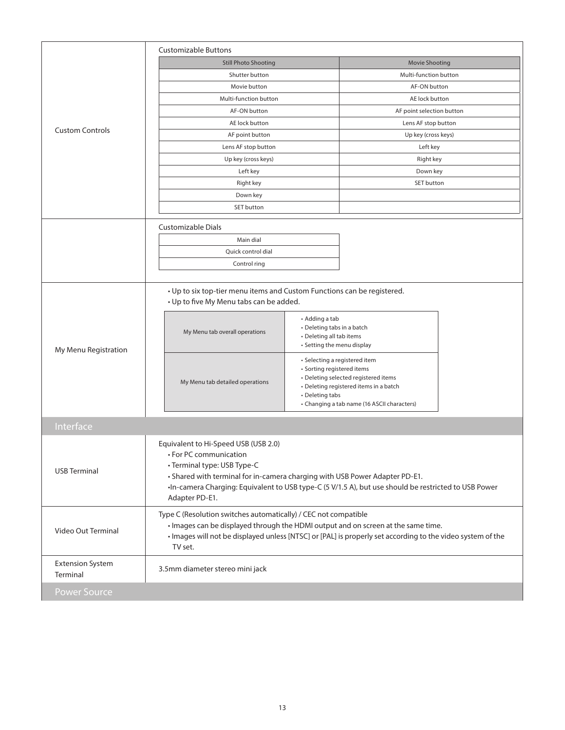| Custom Controls | Customizable Buttons |
|---|---|

**Customizable Buttons**

| Still Photo Shooting | Movie Shooting |
|---|---|
| Shutter button | Multi-function button |
| Movie button | AF-ON button |
| Multi-function button | AE lock button |
| AF-ON button | AF point selection button |
| AE lock button | Lens AF stop button |
| AF point button | Up key (cross keys) |
| Lens AF stop button | Left key |
| Up key (cross keys) | Right key |
| Left key | Down key |
| Right key | SET button |
| Down key | |
| SET button | |

**Customizable Dials**

| Customizable Dials |
|---|
| Main dial |
| Quick control dial |
| Control ring |

**My Menu Registration**

- Up to six top-tier menu items and Custom Functions can be registered.
- Up to five My Menu tabs can be added.

| | |
|---|---|
| My Menu tab overall operations | • Adding a tab<br>• Deleting tabs in a batch<br>• Deleting all tab items<br>• Setting the menu display |
| My Menu tab detailed operations | • Selecting a registered item<br>• Sorting registered items<br>• Deleting selected registered items<br>• Deleting registered items in a batch<br>• Deleting tabs<br>• Changing a tab name (16 ASCII characters) |

## Interface

| | |
|---|---|
| USB Terminal | Equivalent to Hi-Speed USB (USB 2.0)<br>• For PC communication<br>• Terminal type: USB Type-C<br>• Shared with terminal for in-camera charging with USB Power Adapter PD-E1.<br>•In-camera Charging: Equivalent to USB type-C (5 V/1.5 A), but use should be restricted to USB Power Adapter PD-E1. |
| Video Out Terminal | Type C (Resolution switches automatically) / CEC not compatible<br>• Images can be displayed through the HDMI output and on screen at the same time.<br>• Images will not be displayed unless [NTSC] or [PAL] is properly set according to the video system of the TV set. |
| Extension System Terminal | 3.5mm diameter stereo mini jack |

## Power Source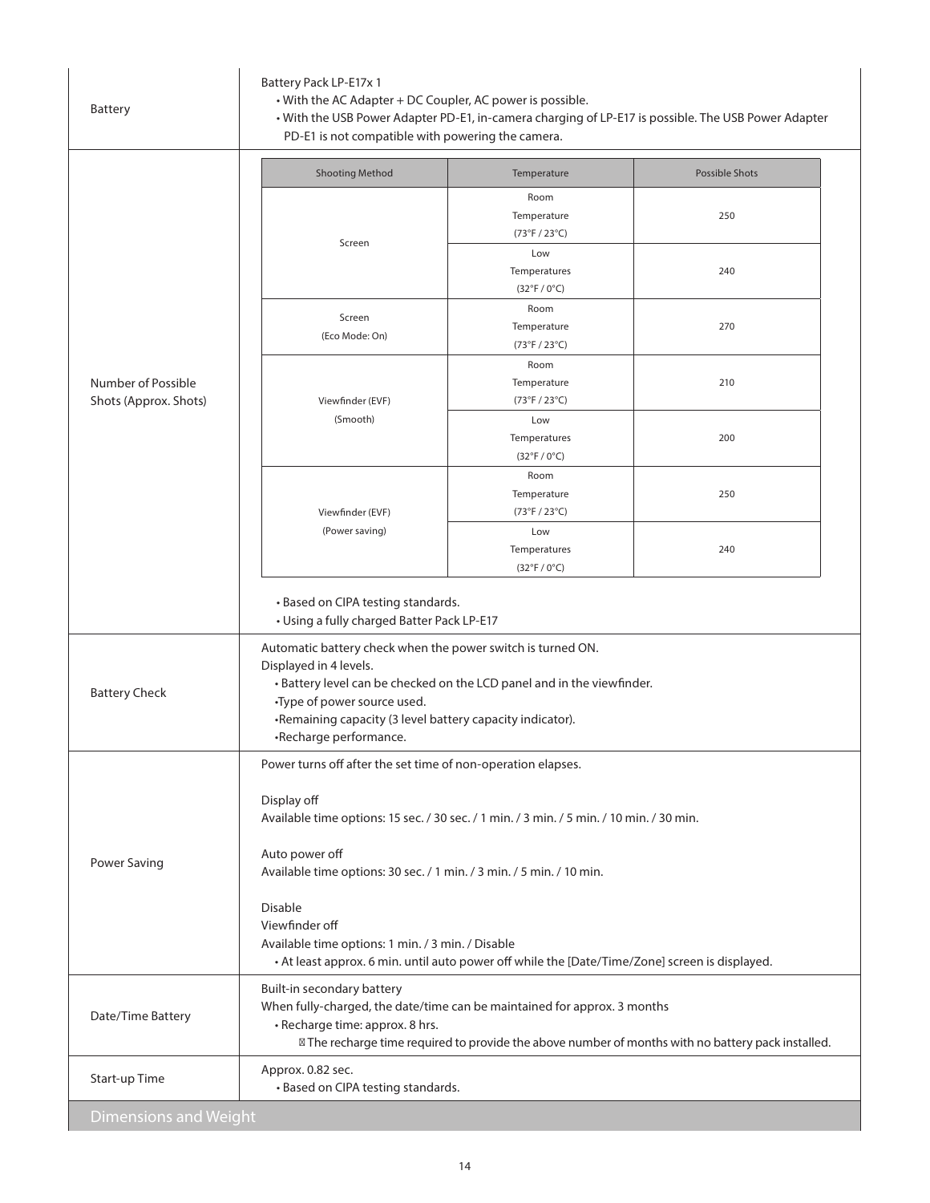| | |
|---|---|
| Battery | Battery Pack LP-E17x 1<br>• With the AC Adapter + DC Coupler, AC power is possible.<br>• With the USB Power Adapter PD-E1, in-camera charging of LP-E17 is possible. The USB Power Adapter PD-E1 is not compatible with powering the camera. |
| Number of Possible Shots (Approx. Shots) | (see table below)<br>• Based on CIPA testing standards.<br>• Using a fully charged Batter Pack LP-E17 |

| Shooting Method | Temperature | Possible Shots |
|---|---|---|
| Screen | Room Temperature (73°F / 23°C) | 250 |
| | Low Temperatures (32°F / 0°C) | 240 |
| Screen (Eco Mode: On) | Room Temperature (73°F / 23°C) | 270 |
| Viewfinder (EVF) (Smooth) | Room Temperature (73°F / 23°C) | 210 |
| | Low Temperatures (32°F / 0°C) | 200 |
| Viewfinder (EVF) (Power saving) | Room Temperature (73°F / 23°C) | 250 |
| | Low Temperatures (32°F / 0°C) | 240 |

| | |
|---|---|
| Battery Check | Automatic battery check when the power switch is turned ON.<br>Displayed in 4 levels.<br>• Battery level can be checked on the LCD panel and in the viewfinder.<br>•Type of power source used.<br>•Remaining capacity (3 level battery capacity indicator).<br>•Recharge performance. |
| Power Saving | Power turns off after the set time of non-operation elapses.<br><br>Display off<br>Available time options: 15 sec. / 30 sec. / 1 min. / 3 min. / 5 min. / 10 min. / 30 min.<br><br>Auto power off<br>Available time options: 30 sec. / 1 min. / 3 min. / 5 min. / 10 min.<br><br>Disable<br>Viewfinder off<br>Available time options: 1 min. / 3 min. / Disable<br>• At least approx. 6 min. until auto power off while the [Date/Time/Zone] screen is displayed. |
| Date/Time Battery | Built-in secondary battery<br>When fully-charged, the date/time can be maintained for approx. 3 months<br>• Recharge time: approx. 8 hrs.<br>※The recharge time required to provide the above number of months with no battery pack installed. |
| Start-up Time | Approx. 0.82 sec.<br>• Based on CIPA testing standards. |

## Dimensions and Weight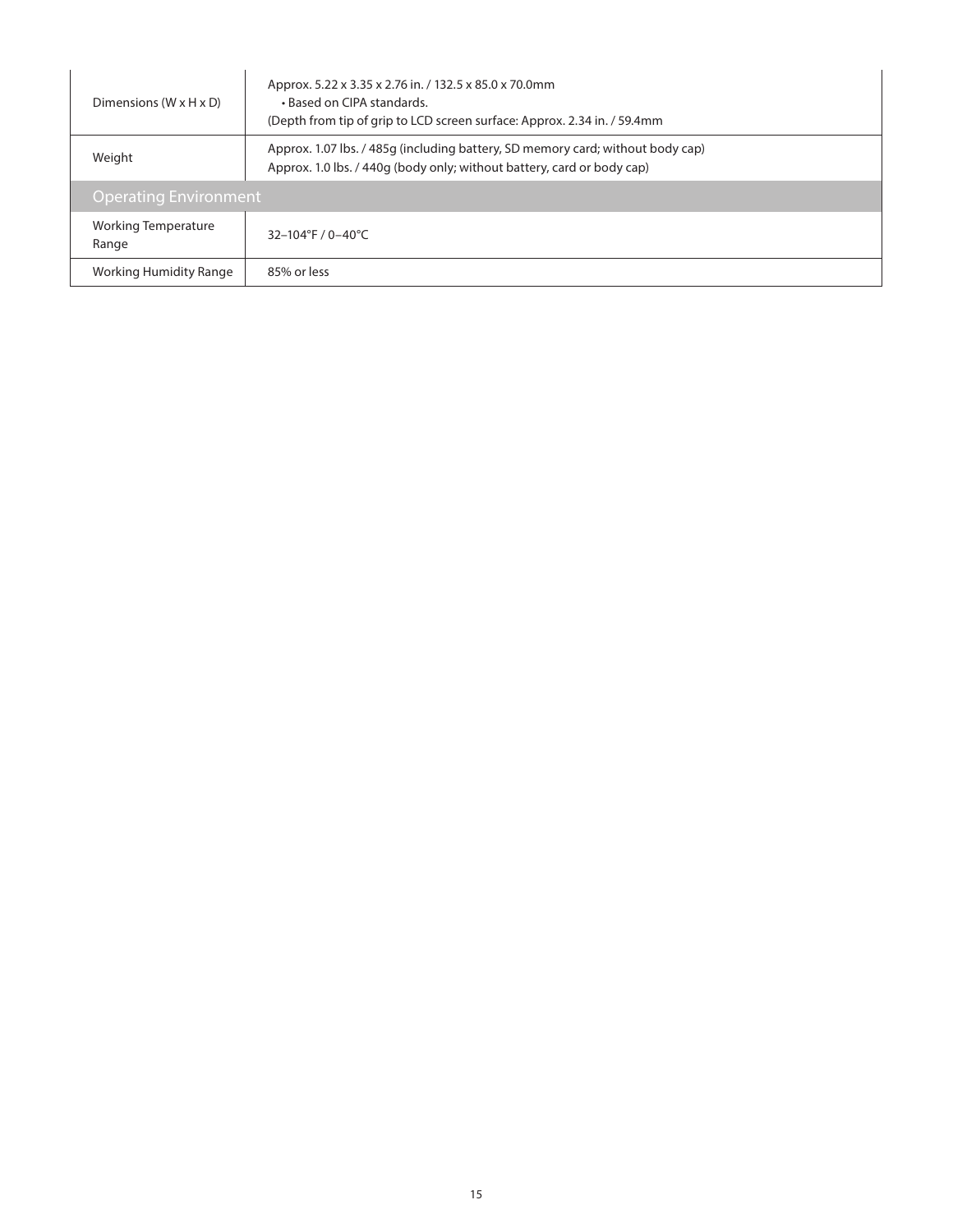| | |
|---|---|
| Dimensions (W x H x D) | Approx. 5.22 x 3.35 x 2.76 in. / 132.5 x 85.0 x 70.0mm<br>• Based on CIPA standards.<br>(Depth from tip of grip to LCD screen surface: Approx. 2.34 in. / 59.4mm |
| Weight | Approx. 1.07 lbs. / 485g (including battery, SD memory card; without body cap)<br>Approx. 1.0 lbs. / 440g (body only; without battery, card or body cap) |
| **Operating Environment** | |
| Working Temperature Range | 32–104°F / 0–40°C |
| Working Humidity Range | 85% or less |